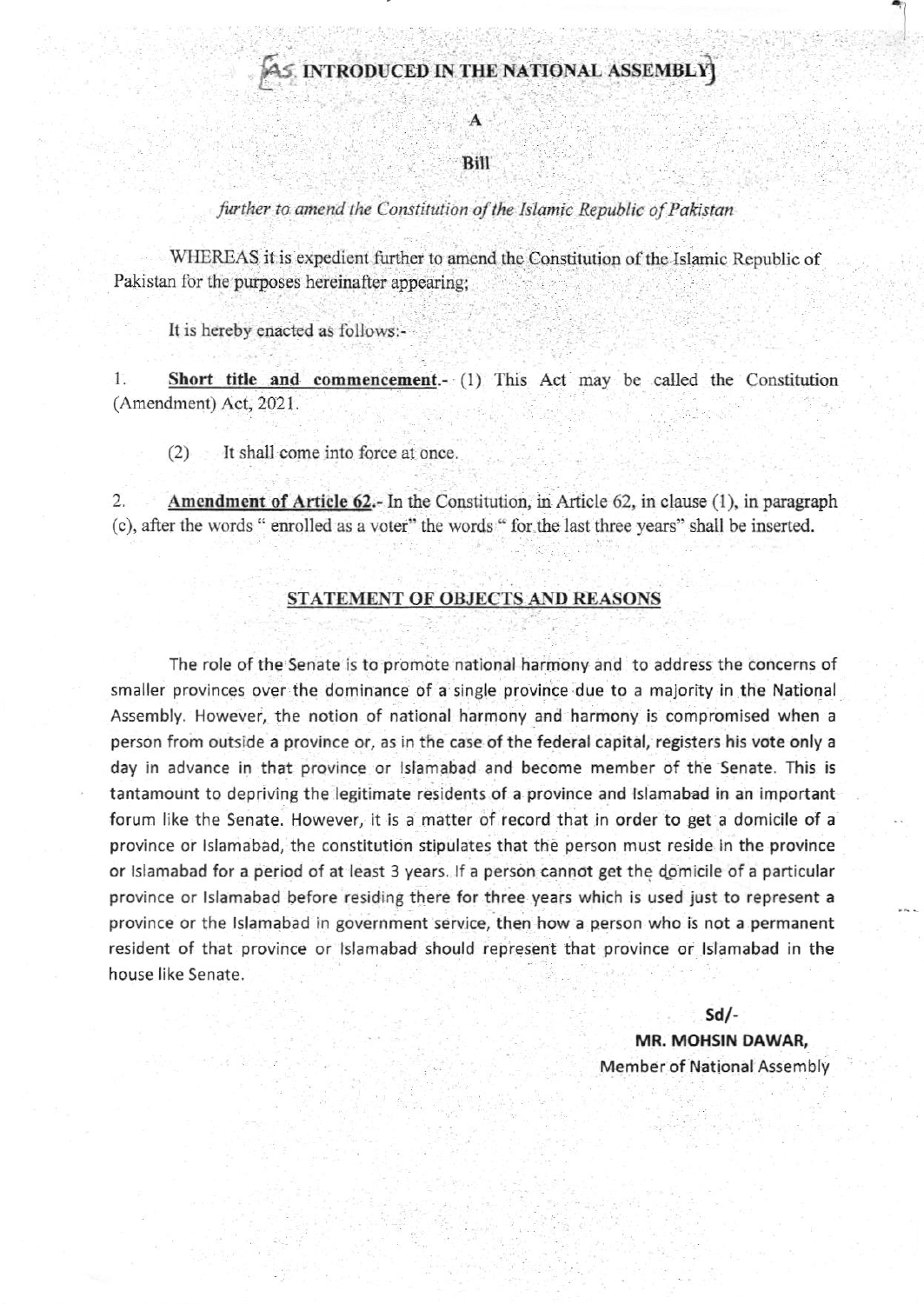# AS INTRODUCED IN THE NATIONAL ASSEMBLY

A

Bill

*further to amend the Constitution of the Islamic Republic of Pakistan*

WHEREAS it is expedient further to amend the Constitution of the Islamic Republic of Pakistan for the purposes hereinafter appearing;

It is hereby enacted as follows:-

1. **Short title and commencement**.- (1) This Act may be called the Constitution (Amendment) Act, 2021.

   (2) It shall come into force at once.

2. **Amendment of Article 62**.- In the Constitution, in Article 62, in clause (1), in paragraph (c), after the words " enrolled as a voter" the words " for the last three years" shall be inserted.

## STATEMENT OF OBJECTS AND REASONS

The role of the Senate is to promote national harmony and to address the concerns of smaller provinces over the dominance of a single province due to a majority in the National Assembly. However, the notion of national harmony and harmony is compromised when a person from outside a province or, as in the case of the federal capital, registers his vote only a day in advance in that province or Islamabad and become member of the Senate. This is tantamount to depriving the legitimate residents of a province and Islamabad in an important forum like the Senate. However, it is a matter of record that in order to get a domicile of a province or Islamabad, the constitution stipulates that the person must reside in the province or Islamabad for a period of at least 3 years. If a person cannot get the domicile of a particular province or Islamabad before residing there for three years which is used just to represent a province or the Islamabad in government service, then how a person who is not a permanent resident of that province or Islamabad should represent that province or Islamabad in the house like Senate.

**Sd/-**

**MR. MOHSIN DAWAR,**

Member of National Assembly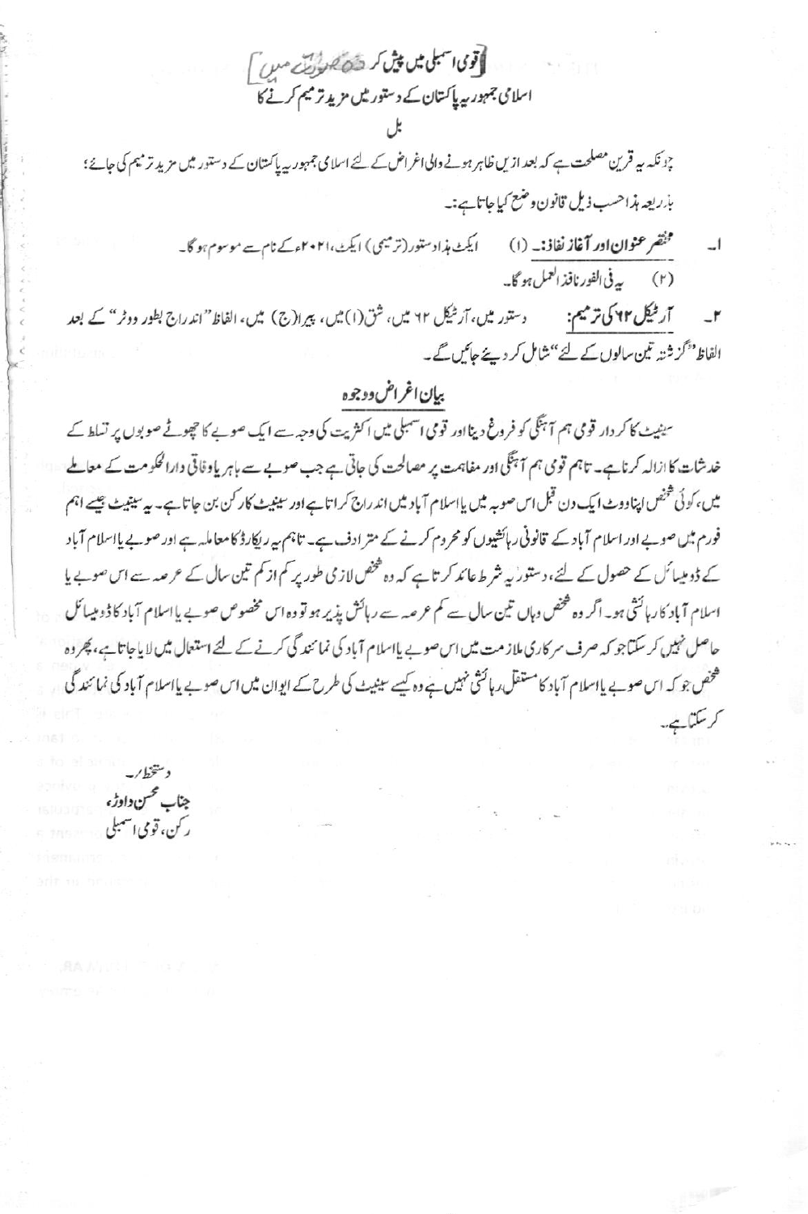[قومی اسمبلی میں پیش کردہ صورت میں]

اسلامی جمہوریہ پاکستان کے دستور میں مزید ترمیم کرنے کا

بل

چونکہ یہ قرین مصلحت ہے کہ بعد ازیں ظاہر ہونے والی اغراض کے لئے اسلامی جمہوریہ پاکستان کے دستور میں مزید ترمیم کی جائے؛

بذریعہ ہذا حسب ذیل قانون وضع کیا جاتا ہے:۔

۱۔ **مختصر عنوان اور آغاز نفاذ:۔** (۱) ایکٹ ہذا دستور (ترمیمی) ایکٹ، ۲۰۲۱ء کے نام سے موسوم ہوگا۔

(۲) یہ فی الفور نافذ العمل ہوگا۔

۲۔ **آرٹیکل ۶۲ کی ترمیم:** دستور میں، آرٹیکل ۶۲ میں، شق (۱) میں، پیرا (ج) میں، الفاظ "اندراج بطور ووٹر" کے بعد الفاظ "گزشتہ تین سالوں کے لئے" شامل کر دیئے جائیں گے۔

## بیان اغراض ووجوہ

سینیٹ کا کردار قومی ہم آہنگی کو فروغ دینا اور قومی اسمبلی میں اکثریت کی وجہ سے ایک صوبے کا چھوٹے صوبوں پر تسلط کے خدشات کا ازالہ کرنا ہے۔ تاہم قومی ہم آہنگی اور مفاہمت پر مصالحت کی جاتی ہے جب صوبے سے باہر یا وفاقی دارالحکومت کے معاملے میں، کوئی شخص اپنا ووٹ ایک دن قبل اس صوبہ میں یا اسلام آباد میں اندراج کراتا ہے اور سینیٹ کا رکن بن جاتا ہے۔ یہ سینیٹ جیسے اہم فورم میں صوبے اور اسلام آباد کے قانونی رہائشیوں کو محروم کرنے کے مترادف ہے۔ تاہم یہ ریکارڈ کا معاملہ ہے اور صوبے یا اسلام آباد کے ڈومیسائل کے حصول کے لئے، دستور یہ شرط عائد کرتا ہے کہ وہ شخص لازمی طور پر کم از کم تین سال کے عرصہ سے اس صوبے یا اسلام آباد کا رہائشی ہو۔ اگر وہ شخص وہاں تین سال سے کم عرصہ سے رہائش پذیر ہو تو وہ اس مخصوص صوبے یا اسلام آباد کا ڈومیسائل حاصل نہیں کر سکتا جو کہ صرف سرکاری ملازمت میں اس صوبے یا اسلام آباد کی نمائندگی کرنے کے لئے استعمال میں لایا جاتا ہے، پھر وہ شخص جو کہ اس صوبے یا اسلام آباد کا مستقل رہائشی نہیں ہے وہ کیسے سینیٹ کی طرح کے ایوان میں اس صوبے یا اسلام آباد کی نمائندگی کر سکتا ہے۔

دستخط/۔
جناب محسن داوڑ،
رکن، قومی اسمبلی